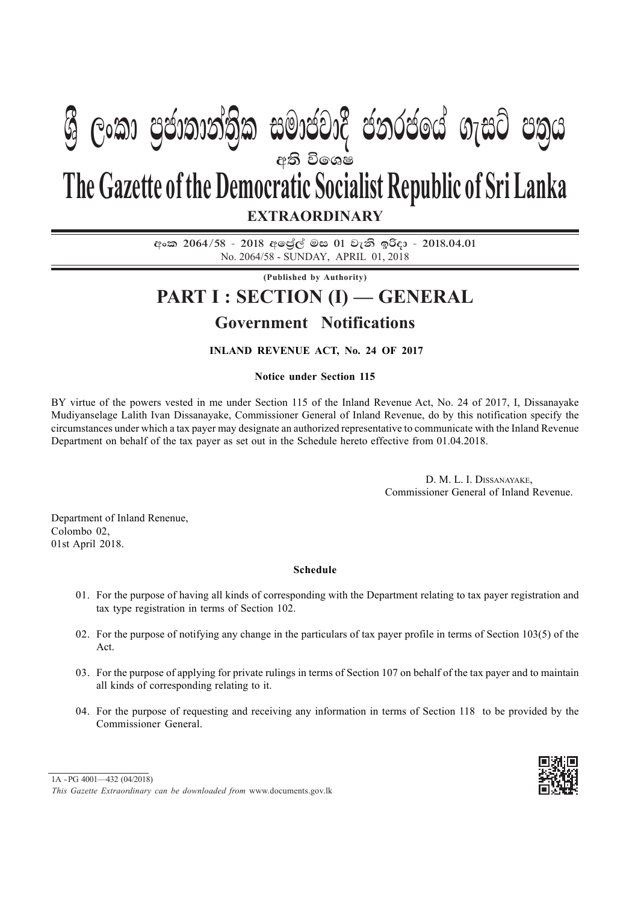# ශ්‍රී ලංකා ප්‍රජාතාන්ත්‍රික සමාජවාදී ජනරජයේ ගැසට් පත්‍රය

අති විශෙෂ

# The Gazette of the Democratic Socialist Republic of Sri Lanka

**EXTRAORDINARY**

**අංක 2064/58 - 2018 අප්‍රේල් මස 01 වැනි ඉරිදා - 2018.04.01**

No. 2064/58 - SUNDAY, APRIL 01, 2018

**(Published by Authority)**

# PART I : SECTION (I) — GENERAL

## Government Notifications

**INLAND REVENUE ACT, No. 24 OF 2017**

**Notice under Section 115**

BY virtue of the powers vested in me under Section 115 of the Inland Revenue Act, No. 24 of 2017, I, Dissanayake Mudiyanselage Lalith Ivan Dissanayake, Commissioner General of Inland Revenue, do by this notification specify the circumstances under which a tax payer may designate an authorized representative to communicate with the Inland Revenue Department on behalf of the tax payer as set out in the Schedule hereto effective from 01.04.2018.

D. M. L. I. Dissanayake,
Commissioner General of Inland Revenue.

Department of Inland Renenue,
Colombo 02,
01st April 2018.

**Schedule**

01. For the purpose of having all kinds of corresponding with the Department relating to tax payer registration and tax type registration in terms of Section 102.

02. For the purpose of notifying any change in the particulars of tax payer profile in terms of Section 103(5) of the Act.

03. For the purpose of applying for private rulings in terms of Section 107 on behalf of the tax payer and to maintain all kinds of corresponding relating to it.

04. For the purpose of requesting and receiving any information in terms of Section 118 to be provided by the Commissioner General.

1A - PG 4001—432 (04/2018)

*This Gazette Extraordinary can be downloaded from* www.documents.gov.lk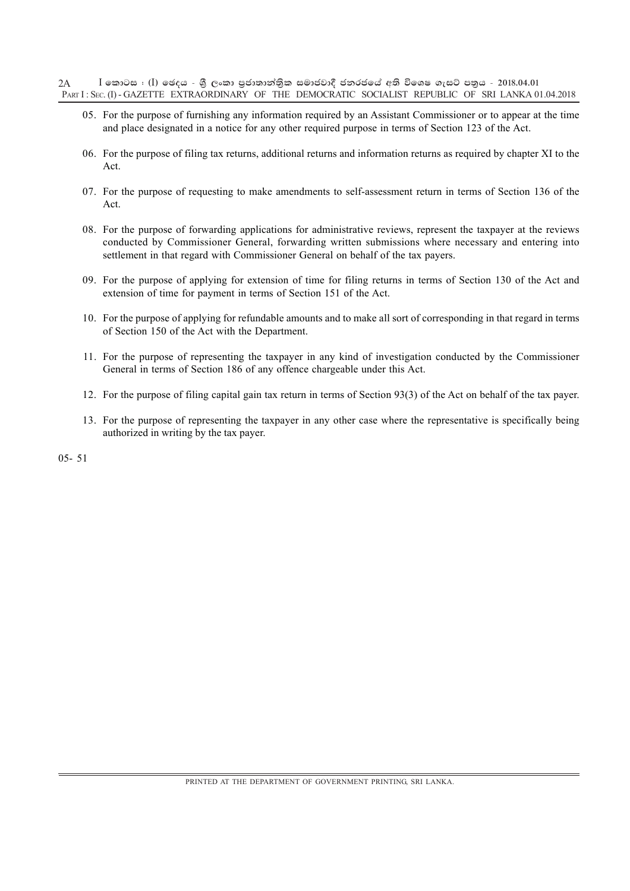05. For the purpose of furnishing any information required by an Assistant Commissioner or to appear at the time and place designated in a notice for any other required purpose in terms of Section 123 of the Act.

06. For the purpose of filing tax returns, additional returns and information returns as required by chapter XI to the Act.

07. For the purpose of requesting to make amendments to self-assessment return in terms of Section 136 of the Act.

08. For the purpose of forwarding applications for administrative reviews, represent the taxpayer at the reviews conducted by Commissioner General, forwarding written submissions where necessary and entering into settlement in that regard with Commissioner General on behalf of the tax payers.

09. For the purpose of applying for extension of time for filing returns in terms of Section 130 of the Act and extension of time for payment in terms of Section 151 of the Act.

10. For the purpose of applying for refundable amounts and to make all sort of corresponding in that regard in terms of Section 150 of the Act with the Department.

11. For the purpose of representing the taxpayer in any kind of investigation conducted by the Commissioner General in terms of Section 186 of any offence chargeable under this Act.

12. For the purpose of filing capital gain tax return in terms of Section 93(3) of the Act on behalf of the tax payer.

13. For the purpose of representing the taxpayer in any other case where the representative is specifically being authorized in writing by the tax payer.

05- 51

PRINTED AT THE DEPARTMENT OF GOVERNMENT PRINTING, SRI LANKA.